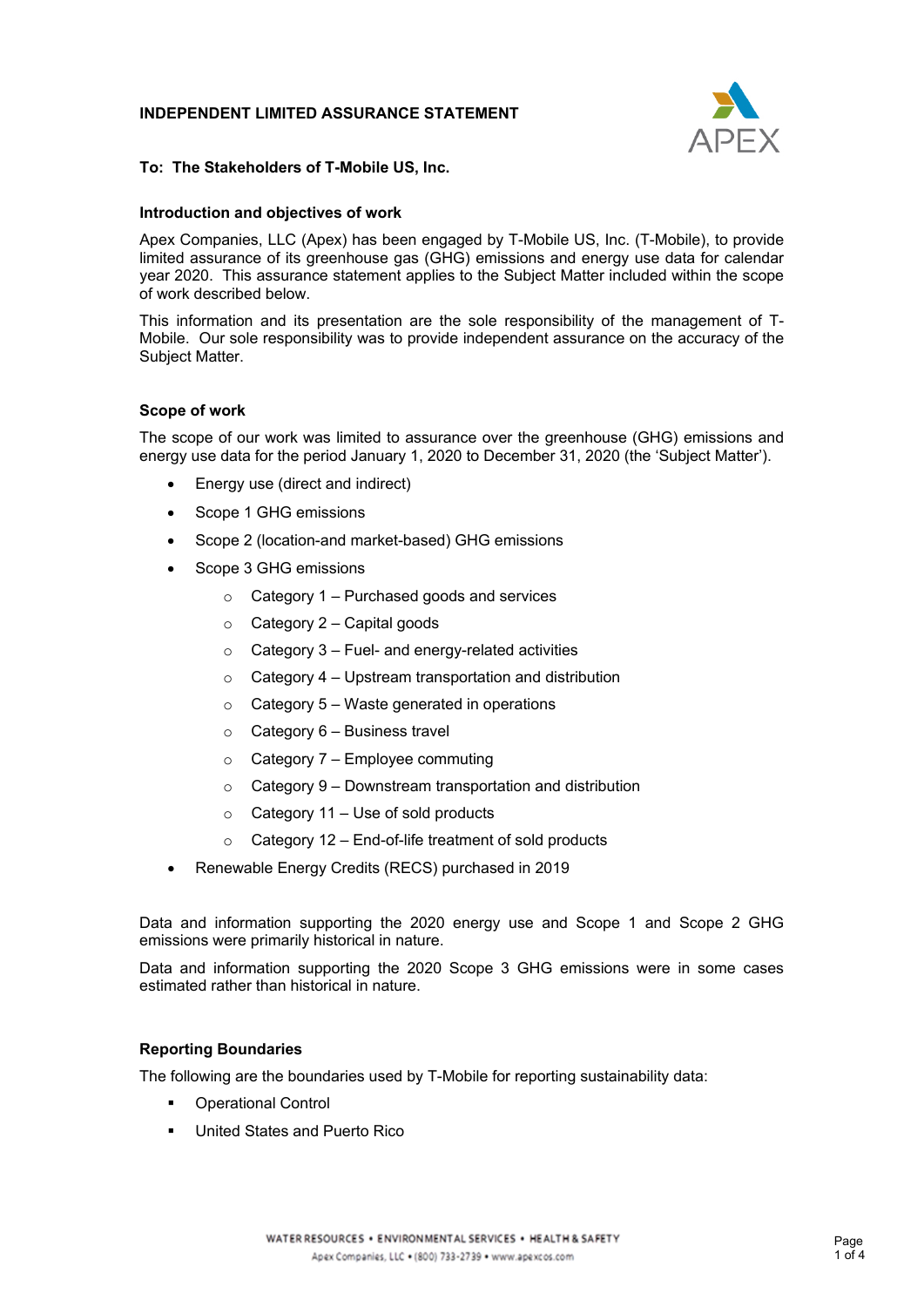# INDEPENDENT LIMITED ASSURANCE STATEMENT

**To: The Stakeholders of T-Mobile US, Inc.**

### Introduction and objectives of work

Apex Companies, LLC (Apex) has been engaged by T-Mobile US, Inc. (T-Mobile), to provide limited assurance of its greenhouse gas (GHG) emissions and energy use data for calendar year 2020. This assurance statement applies to the Subject Matter included within the scope of work described below.

This information and its presentation are the sole responsibility of the management of T-Mobile. Our sole responsibility was to provide independent assurance on the accuracy of the Subject Matter.

### Scope of work

The scope of our work was limited to assurance over the greenhouse (GHG) emissions and energy use data for the period January 1, 2020 to December 31, 2020 (the 'Subject Matter').

- Energy use (direct and indirect)
- Scope 1 GHG emissions
- Scope 2 (location-and market-based) GHG emissions
- Scope 3 GHG emissions
  - Category 1 – Purchased goods and services
  - Category 2 – Capital goods
  - Category 3 – Fuel- and energy-related activities
  - Category 4 – Upstream transportation and distribution
  - Category 5 – Waste generated in operations
  - Category 6 – Business travel
  - Category 7 – Employee commuting
  - Category 9 – Downstream transportation and distribution
  - Category 11 – Use of sold products
  - Category 12 – End-of-life treatment of sold products
- Renewable Energy Credits (RECS) purchased in 2019

Data and information supporting the 2020 energy use and Scope 1 and Scope 2 GHG emissions were primarily historical in nature.

Data and information supporting the 2020 Scope 3 GHG emissions were in some cases estimated rather than historical in nature.

### Reporting Boundaries

The following are the boundaries used by T-Mobile for reporting sustainability data:

- Operational Control
- United States and Puerto Rico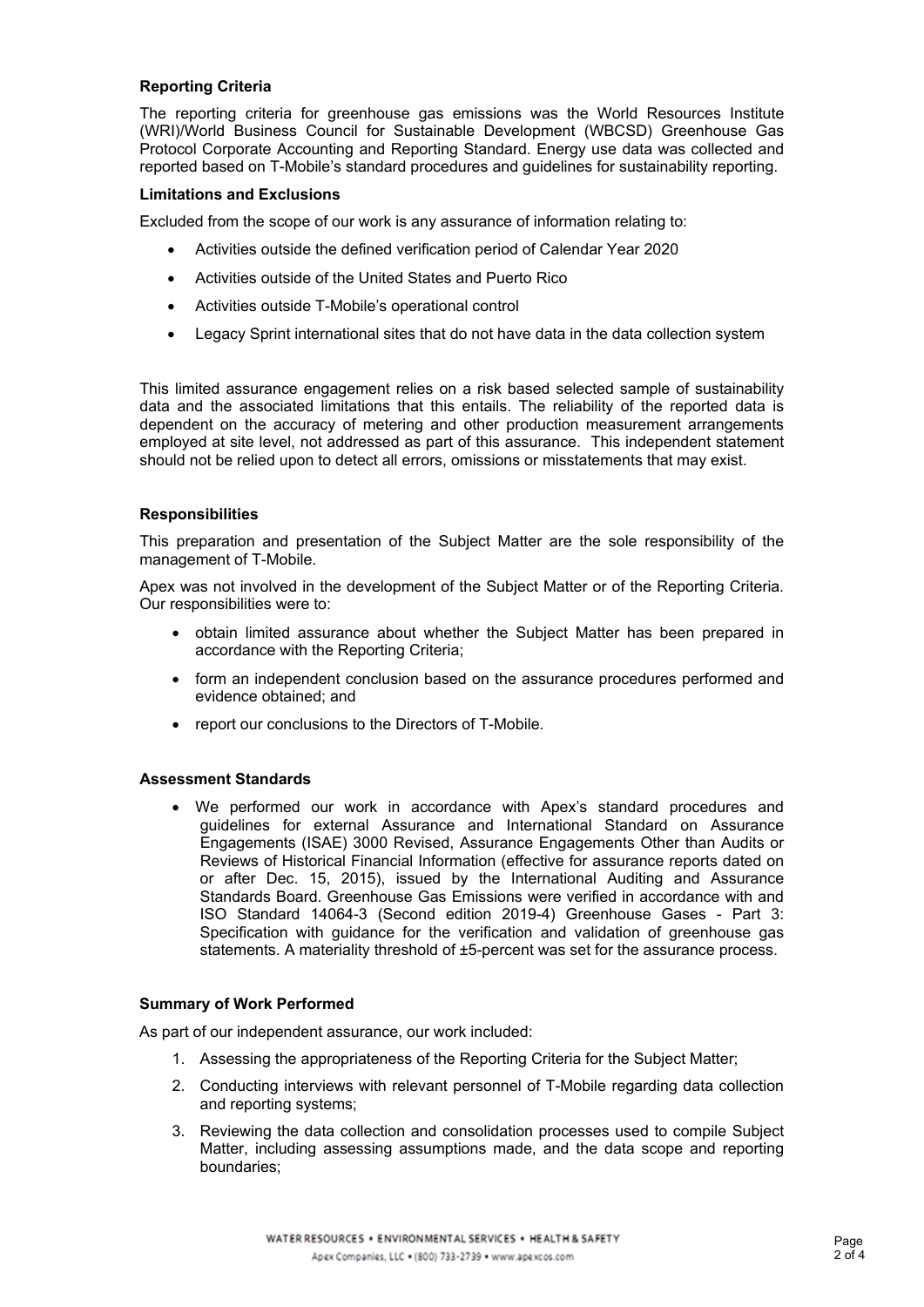### Reporting Criteria

The reporting criteria for greenhouse gas emissions was the World Resources Institute (WRI)/World Business Council for Sustainable Development (WBCSD) Greenhouse Gas Protocol Corporate Accounting and Reporting Standard. Energy use data was collected and reported based on T-Mobile's standard procedures and guidelines for sustainability reporting.

### Limitations and Exclusions

Excluded from the scope of our work is any assurance of information relating to:

- Activities outside the defined verification period of Calendar Year 2020
- Activities outside of the United States and Puerto Rico
- Activities outside T-Mobile's operational control
- Legacy Sprint international sites that do not have data in the data collection system

This limited assurance engagement relies on a risk based selected sample of sustainability data and the associated limitations that this entails. The reliability of the reported data is dependent on the accuracy of metering and other production measurement arrangements employed at site level, not addressed as part of this assurance. This independent statement should not be relied upon to detect all errors, omissions or misstatements that may exist.

### Responsibilities

This preparation and presentation of the Subject Matter are the sole responsibility of the management of T-Mobile.

Apex was not involved in the development of the Subject Matter or of the Reporting Criteria. Our responsibilities were to:

- obtain limited assurance about whether the Subject Matter has been prepared in accordance with the Reporting Criteria;
- form an independent conclusion based on the assurance procedures performed and evidence obtained; and
- report our conclusions to the Directors of T-Mobile.

### Assessment Standards

- We performed our work in accordance with Apex's standard procedures and guidelines for external Assurance and International Standard on Assurance Engagements (ISAE) 3000 Revised, Assurance Engagements Other than Audits or Reviews of Historical Financial Information (effective for assurance reports dated on or after Dec. 15, 2015), issued by the International Auditing and Assurance Standards Board. Greenhouse Gas Emissions were verified in accordance with and ISO Standard 14064-3 (Second edition 2019-4) Greenhouse Gases - Part 3: Specification with guidance for the verification and validation of greenhouse gas statements. A materiality threshold of ±5-percent was set for the assurance process.

### Summary of Work Performed

As part of our independent assurance, our work included:

1. Assessing the appropriateness of the Reporting Criteria for the Subject Matter;
2. Conducting interviews with relevant personnel of T-Mobile regarding data collection and reporting systems;
3. Reviewing the data collection and consolidation processes used to compile Subject Matter, including assessing assumptions made, and the data scope and reporting boundaries;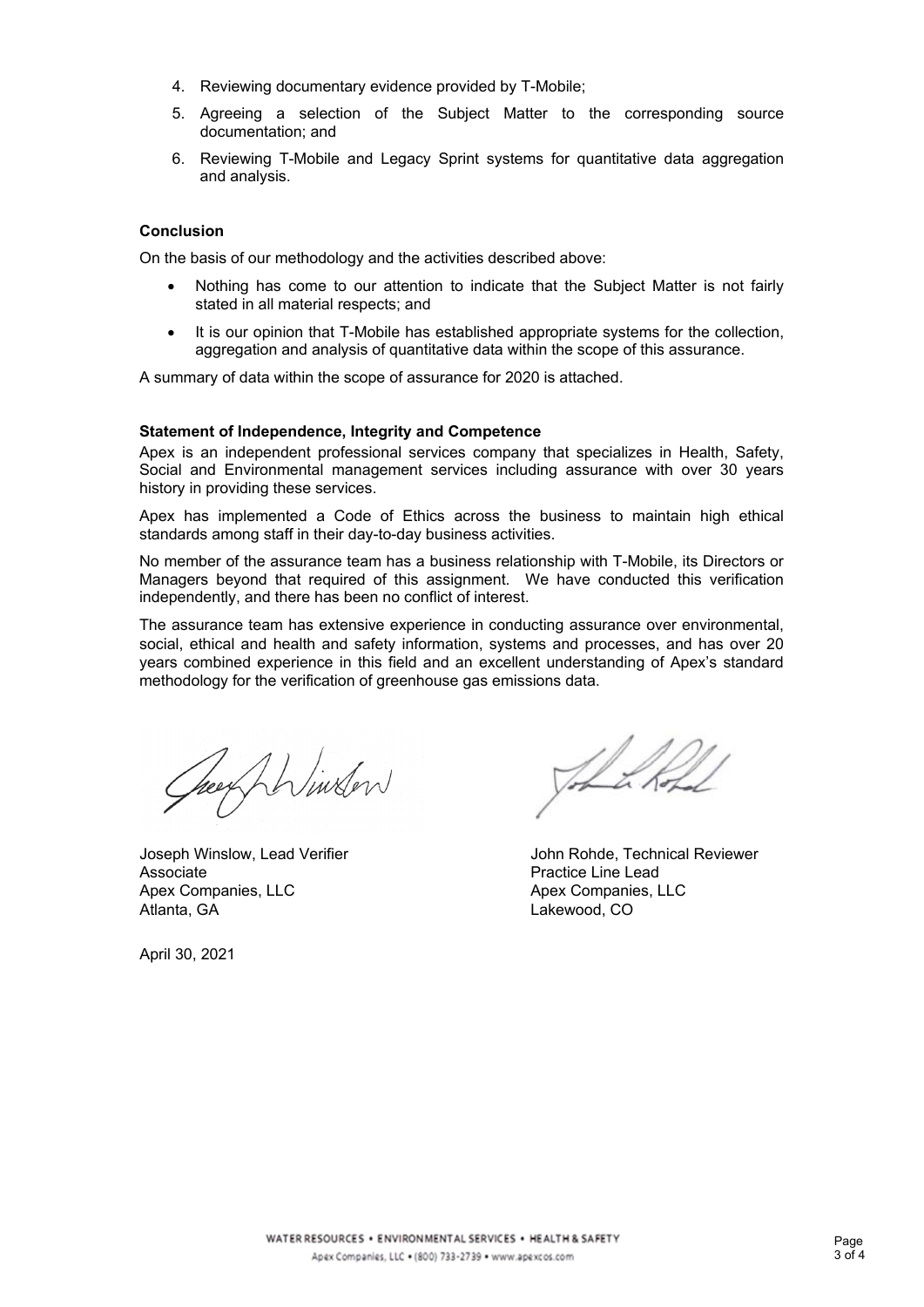4. Reviewing documentary evidence provided by T-Mobile;
5. Agreeing a selection of the Subject Matter to the corresponding source documentation; and
6. Reviewing T-Mobile and Legacy Sprint systems for quantitative data aggregation and analysis.

**Conclusion**

On the basis of our methodology and the activities described above:

- Nothing has come to our attention to indicate that the Subject Matter is not fairly stated in all material respects; and
- It is our opinion that T-Mobile has established appropriate systems for the collection, aggregation and analysis of quantitative data within the scope of this assurance.

A summary of data within the scope of assurance for 2020 is attached.

**Statement of Independence, Integrity and Competence**

Apex is an independent professional services company that specializes in Health, Safety, Social and Environmental management services including assurance with over 30 years history in providing these services.

Apex has implemented a Code of Ethics across the business to maintain high ethical standards among staff in their day-to-day business activities.

No member of the assurance team has a business relationship with T-Mobile, its Directors or Managers beyond that required of this assignment. We have conducted this verification independently, and there has been no conflict of interest.

The assurance team has extensive experience in conducting assurance over environmental, social, ethical and health and safety information, systems and processes, and has over 20 years combined experience in this field and an excellent understanding of Apex's standard methodology for the verification of greenhouse gas emissions data.

Joseph Winslow, Lead Verifier
Associate
Apex Companies, LLC
Atlanta, GA

John Rohde, Technical Reviewer
Practice Line Lead
Apex Companies, LLC
Lakewood, CO

April 30, 2021

WATER RESOURCES • ENVIRONMENTAL SERVICES • HEALTH & SAFETY
Apex Companies, LLC • (800) 733-2739 • www.apexcos.com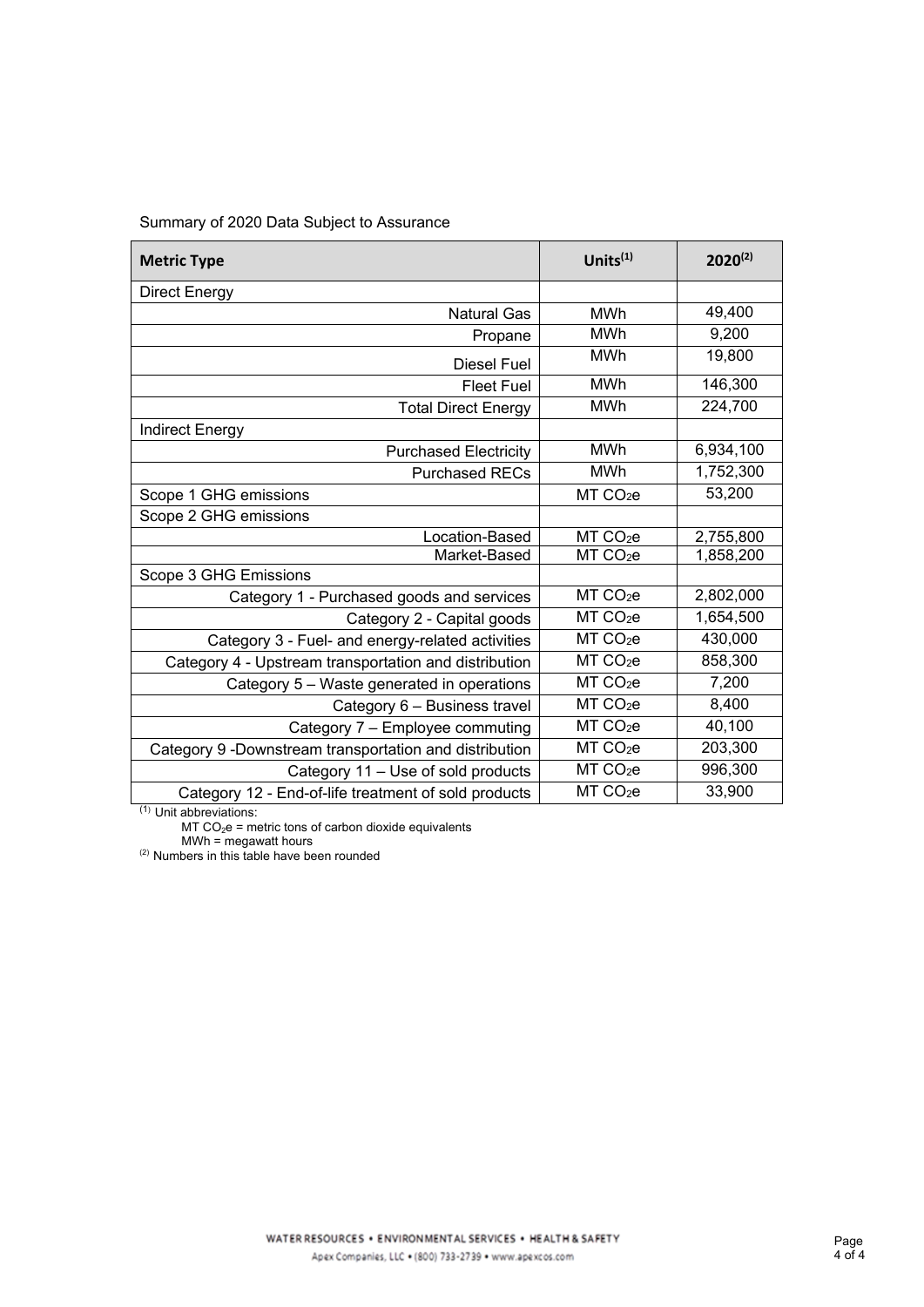Summary of 2020 Data Subject to Assurance

| Metric Type | Units[(1)] | 2020[(2)] |
|---|---|---|
| Direct Energy | | |
| Natural Gas | MWh | 49,400 |
| Propane | MWh | 9,200 |
| Diesel Fuel | MWh | 19,800 |
| Fleet Fuel | MWh | 146,300 |
| Total Direct Energy | MWh | 224,700 |
| Indirect Energy | | |
| Purchased Electricity | MWh | 6,934,100 |
| Purchased RECs | MWh | 1,752,300 |
| Scope 1 GHG emissions | MT $CO_2e$ | 53,200 |
| Scope 2 GHG emissions | | |
| Location-Based | MT $CO_2e$ | 2,755,800 |
| Market-Based | MT $CO_2e$ | 1,858,200 |
| Scope 3 GHG Emissions | | |
| Category 1 - Purchased goods and services | MT $CO_2e$ | 2,802,000 |
| Category 2 - Capital goods | MT $CO_2e$ | 1,654,500 |
| Category 3 - Fuel- and energy-related activities | MT $CO_2e$ | 430,000 |
| Category 4 - Upstream transportation and distribution | MT $CO_2e$ | 858,300 |
| Category 5 – Waste generated in operations | MT $CO_2e$ | 7,200 |
| Category 6 – Business travel | MT $CO_2e$ | 8,400 |
| Category 7 – Employee commuting | MT $CO_2e$ | 40,100 |
| Category 9 -Downstream transportation and distribution | MT $CO_2e$ | 203,300 |
| Category 11 – Use of sold products | MT $CO_2e$ | 996,300 |
| Category 12 - End-of-life treatment of sold products | MT $CO_2e$ | 33,900 |

(1) Unit abbreviations:
MT $CO_2e$ = metric tons of carbon dioxide equivalents
MWh = megawatt hours

(2) Numbers in this table have been rounded

WATER RESOURCES • ENVIRONMENTAL SERVICES • HEALTH & SAFETY
Apex Companies, LLC • (800) 733-2739 • www.apexcos.com